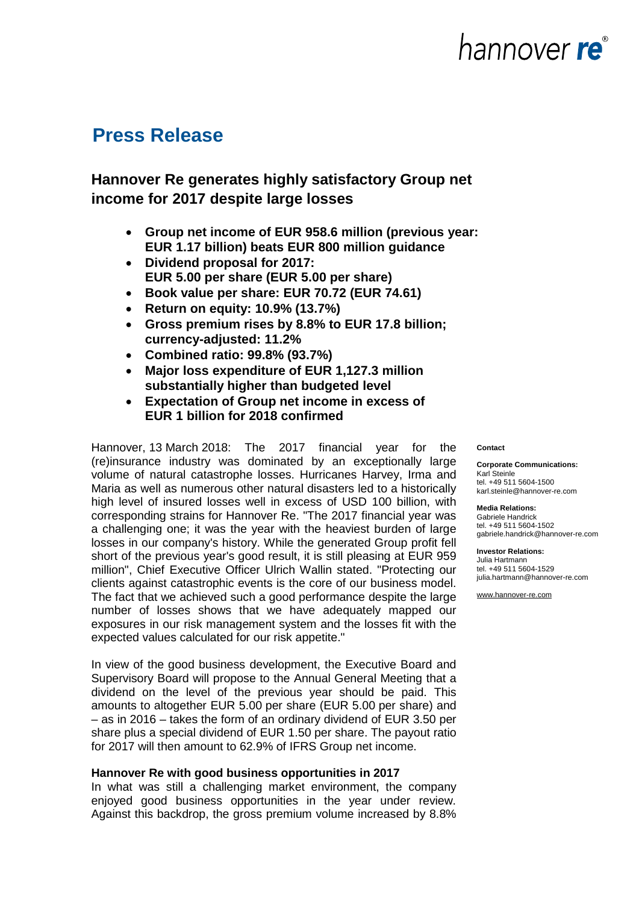# Press Release

## Hannover Re generates highly satisfactory Group net income for 2017 despite large losses

- **Group net income of EUR 958.6 million (previous year: EUR 1.17 billion) beats EUR 800 million guidance**
- **Dividend proposal for 2017: EUR 5.00 per share (EUR 5.00 per share)**
- **Book value per share: EUR 70.72 (EUR 74.61)**
- **Return on equity: 10.9% (13.7%)**
- **Gross premium rises by 8.8% to EUR 17.8 billion; currency-adjusted: 11.2%**
- **Combined ratio: 99.8% (93.7%)**
- **Major loss expenditure of EUR 1,127.3 million substantially higher than budgeted level**
- **Expectation of Group net income in excess of EUR 1 billion for 2018 confirmed**

Hannover, 13 March 2018: The 2017 financial year for the (re)insurance industry was dominated by an exceptionally large volume of natural catastrophe losses. Hurricanes Harvey, Irma and Maria as well as numerous other natural disasters led to a historically high level of insured losses well in excess of USD 100 billion, with corresponding strains for Hannover Re. "The 2017 financial year was a challenging one; it was the year with the heaviest burden of large losses in our company's history. While the generated Group profit fell short of the previous year's good result, it is still pleasing at EUR 959 million", Chief Executive Officer Ulrich Wallin stated. "Protecting our clients against catastrophic events is the core of our business model. The fact that we achieved such a good performance despite the large number of losses shows that we have adequately mapped our exposures in our risk management system and the losses fit with the expected values calculated for our risk appetite."

In view of the good business development, the Executive Board and Supervisory Board will propose to the Annual General Meeting that a dividend on the level of the previous year should be paid. This amounts to altogether EUR 5.00 per share (EUR 5.00 per share) and – as in 2016 – takes the form of an ordinary dividend of EUR 3.50 per share plus a special dividend of EUR 1.50 per share. The payout ratio for 2017 will then amount to 62.9% of IFRS Group net income.

**Hannover Re with good business opportunities in 2017**

In what was still a challenging market environment, the company enjoyed good business opportunities in the year under review. Against this backdrop, the gross premium volume increased by 8.8%

**Contact**

**Corporate Communications:**
Karl Steinle
tel. +49 511 5604-1500
karl.steinle@hannover-re.com

**Media Relations:**
Gabriele Handrick
tel. +49 511 5604-1502
gabriele.handrick@hannover-re.com

**Investor Relations:**
Julia Hartmann
tel. +49 511 5604-1529
julia.hartmann@hannover-re.com

www.hannover-re.com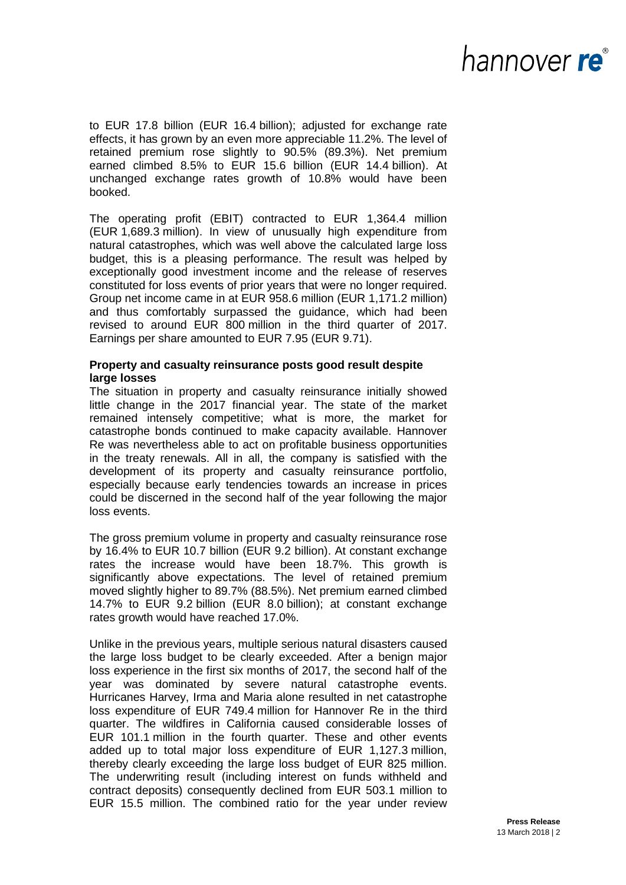to EUR 17.8 billion (EUR 16.4 billion); adjusted for exchange rate effects, it has grown by an even more appreciable 11.2%. The level of retained premium rose slightly to 90.5% (89.3%). Net premium earned climbed 8.5% to EUR 15.6 billion (EUR 14.4 billion). At unchanged exchange rates growth of 10.8% would have been booked.

The operating profit (EBIT) contracted to EUR 1,364.4 million (EUR 1,689.3 million). In view of unusually high expenditure from natural catastrophes, which was well above the calculated large loss budget, this is a pleasing performance. The result was helped by exceptionally good investment income and the release of reserves constituted for loss events of prior years that were no longer required. Group net income came in at EUR 958.6 million (EUR 1,171.2 million) and thus comfortably surpassed the guidance, which had been revised to around EUR 800 million in the third quarter of 2017. Earnings per share amounted to EUR 7.95 (EUR 9.71).

**Property and casualty reinsurance posts good result despite large losses**

The situation in property and casualty reinsurance initially showed little change in the 2017 financial year. The state of the market remained intensely competitive; what is more, the market for catastrophe bonds continued to make capacity available. Hannover Re was nevertheless able to act on profitable business opportunities in the treaty renewals. All in all, the company is satisfied with the development of its property and casualty reinsurance portfolio, especially because early tendencies towards an increase in prices could be discerned in the second half of the year following the major loss events.

The gross premium volume in property and casualty reinsurance rose by 16.4% to EUR 10.7 billion (EUR 9.2 billion). At constant exchange rates the increase would have been 18.7%. This growth is significantly above expectations. The level of retained premium moved slightly higher to 89.7% (88.5%). Net premium earned climbed 14.7% to EUR 9.2 billion (EUR 8.0 billion); at constant exchange rates growth would have reached 17.0%.

Unlike in the previous years, multiple serious natural disasters caused the large loss budget to be clearly exceeded. After a benign major loss experience in the first six months of 2017, the second half of the year was dominated by severe natural catastrophe events. Hurricanes Harvey, Irma and Maria alone resulted in net catastrophe loss expenditure of EUR 749.4 million for Hannover Re in the third quarter. The wildfires in California caused considerable losses of EUR 101.1 million in the fourth quarter. These and other events added up to total major loss expenditure of EUR 1,127.3 million, thereby clearly exceeding the large loss budget of EUR 825 million. The underwriting result (including interest on funds withheld and contract deposits) consequently declined from EUR 503.1 million to EUR 15.5 million. The combined ratio for the year under review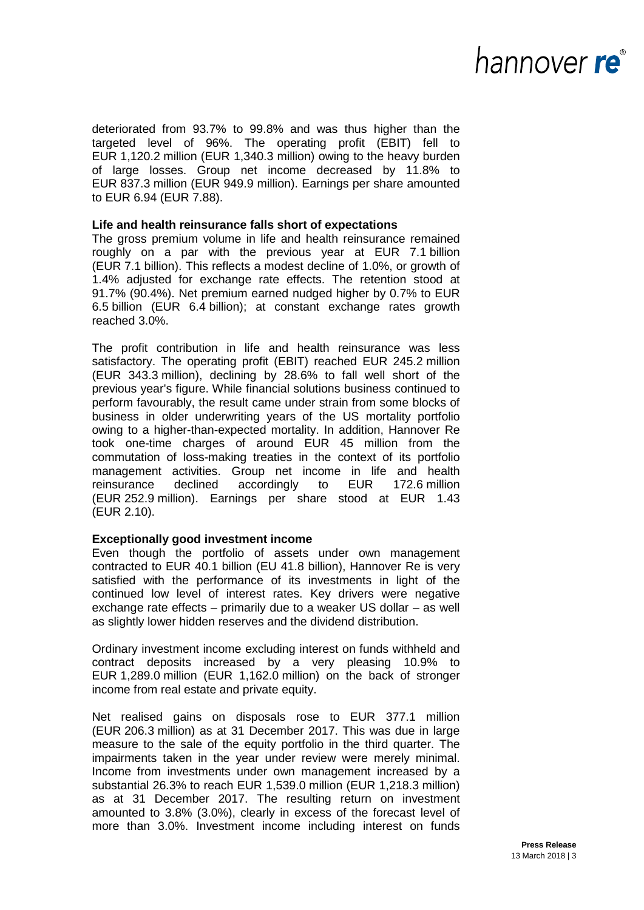deteriorated from 93.7% to 99.8% and was thus higher than the targeted level of 96%. The operating profit (EBIT) fell to EUR 1,120.2 million (EUR 1,340.3 million) owing to the heavy burden of large losses. Group net income decreased by 11.8% to EUR 837.3 million (EUR 949.9 million). Earnings per share amounted to EUR 6.94 (EUR 7.88).

**Life and health reinsurance falls short of expectations**

The gross premium volume in life and health reinsurance remained roughly on a par with the previous year at EUR 7.1 billion (EUR 7.1 billion). This reflects a modest decline of 1.0%, or growth of 1.4% adjusted for exchange rate effects. The retention stood at 91.7% (90.4%). Net premium earned nudged higher by 0.7% to EUR 6.5 billion (EUR 6.4 billion); at constant exchange rates growth reached 3.0%.

The profit contribution in life and health reinsurance was less satisfactory. The operating profit (EBIT) reached EUR 245.2 million (EUR 343.3 million), declining by 28.6% to fall well short of the previous year's figure. While financial solutions business continued to perform favourably, the result came under strain from some blocks of business in older underwriting years of the US mortality portfolio owing to a higher-than-expected mortality. In addition, Hannover Re took one-time charges of around EUR 45 million from the commutation of loss-making treaties in the context of its portfolio management activities. Group net income in life and health reinsurance declined accordingly to EUR 172.6 million (EUR 252.9 million). Earnings per share stood at EUR 1.43 (EUR 2.10).

**Exceptionally good investment income**

Even though the portfolio of assets under own management contracted to EUR 40.1 billion (EU 41.8 billion), Hannover Re is very satisfied with the performance of its investments in light of the continued low level of interest rates. Key drivers were negative exchange rate effects – primarily due to a weaker US dollar – as well as slightly lower hidden reserves and the dividend distribution.

Ordinary investment income excluding interest on funds withheld and contract deposits increased by a very pleasing 10.9% to EUR 1,289.0 million (EUR 1,162.0 million) on the back of stronger income from real estate and private equity.

Net realised gains on disposals rose to EUR 377.1 million (EUR 206.3 million) as at 31 December 2017. This was due in large measure to the sale of the equity portfolio in the third quarter. The impairments taken in the year under review were merely minimal. Income from investments under own management increased by a substantial 26.3% to reach EUR 1,539.0 million (EUR 1,218.3 million) as at 31 December 2017. The resulting return on investment amounted to 3.8% (3.0%), clearly in excess of the forecast level of more than 3.0%. Investment income including interest on funds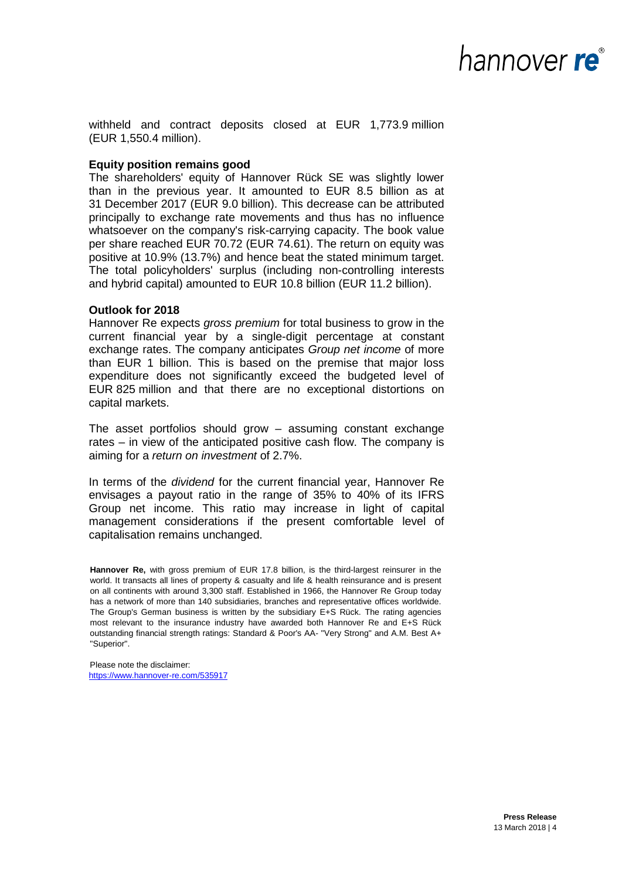withheld and contract deposits closed at EUR 1,773.9 million (EUR 1,550.4 million).

**Equity position remains good**

The shareholders' equity of Hannover Rück SE was slightly lower than in the previous year. It amounted to EUR 8.5 billion as at 31 December 2017 (EUR 9.0 billion). This decrease can be attributed principally to exchange rate movements and thus has no influence whatsoever on the company's risk-carrying capacity. The book value per share reached EUR 70.72 (EUR 74.61). The return on equity was positive at 10.9% (13.7%) and hence beat the stated minimum target. The total policyholders' surplus (including non-controlling interests and hybrid capital) amounted to EUR 10.8 billion (EUR 11.2 billion).

**Outlook for 2018**

Hannover Re expects *gross premium* for total business to grow in the current financial year by a single-digit percentage at constant exchange rates. The company anticipates *Group net income* of more than EUR 1 billion. This is based on the premise that major loss expenditure does not significantly exceed the budgeted level of EUR 825 million and that there are no exceptional distortions on capital markets.

The asset portfolios should grow – assuming constant exchange rates – in view of the anticipated positive cash flow. The company is aiming for a *return on investment* of 2.7%.

In terms of the *dividend* for the current financial year, Hannover Re envisages a payout ratio in the range of 35% to 40% of its IFRS Group net income. This ratio may increase in light of capital management considerations if the present comfortable level of capitalisation remains unchanged.

**Hannover Re,** with gross premium of EUR 17.8 billion, is the third-largest reinsurer in the world. It transacts all lines of property & casualty and life & health reinsurance and is present on all continents with around 3,300 staff. Established in 1966, the Hannover Re Group today has a network of more than 140 subsidiaries, branches and representative offices worldwide. The Group's German business is written by the subsidiary E+S Rück. The rating agencies most relevant to the insurance industry have awarded both Hannover Re and E+S Rück outstanding financial strength ratings: Standard & Poor's AA- "Very Strong" and A.M. Best A+ "Superior".

Please note the disclaimer:
https://www.hannover-re.com/535917